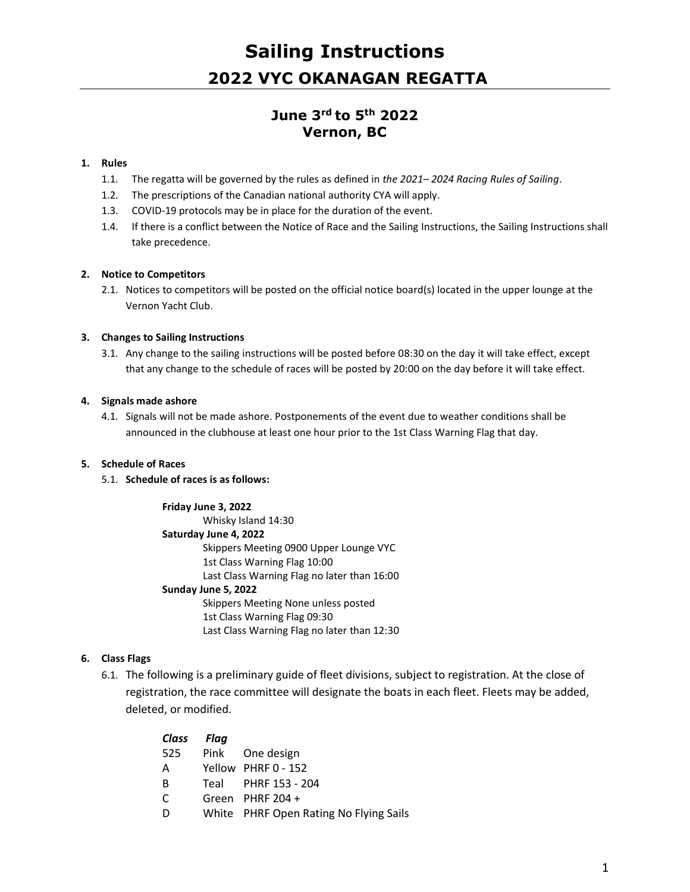# Sailing Instructions

## 2022 VYC OKANAGAN REGATTA

### June 3rd to 5th 2022
### Vernon, BC

**1. Rules**

1.1. The regatta will be governed by the rules as defined in *the 2021– 2024 Racing Rules of Sailing*.

1.2. The prescriptions of the Canadian national authority CYA will apply.

1.3. COVID-19 protocols may be in place for the duration of the event.

1.4. If there is a conflict between the Notice of Race and the Sailing Instructions, the Sailing Instructions shall take precedence.

**2. Notice to Competitors**

2.1. Notices to competitors will be posted on the official notice board(s) located in the upper lounge at the Vernon Yacht Club.

**3. Changes to Sailing Instructions**

3.1. Any change to the sailing instructions will be posted before 08:30 on the day it will take effect, except that any change to the schedule of races will be posted by 20:00 on the day before it will take effect.

**4. Signals made ashore**

4.1. Signals will not be made ashore. Postponements of the event due to weather conditions shall be announced in the clubhouse at least one hour prior to the 1st Class Warning Flag that day.

**5. Schedule of Races**

5.1. **Schedule of races is as follows:**

**Friday June 3, 2022**
Whisky Island 14:30

**Saturday June 4, 2022**
Skippers Meeting 0900 Upper Lounge VYC
1st Class Warning Flag 10:00
Last Class Warning Flag no later than 16:00

**Sunday June 5, 2022**
Skippers Meeting None unless posted
1st Class Warning Flag 09:30
Last Class Warning Flag no later than 12:30

**6. Class Flags**

6.1. The following is a preliminary guide of fleet divisions, subject to registration. At the close of registration, the race committee will designate the boats in each fleet. Fleets may be added, deleted, or modified.

| *Class* | *Flag* | |
|---|---|---|
| 525 | Pink | One design |
| A | Yellow | PHRF 0 - 152 |
| B | Teal | PHRF 153 - 204 |
| C | Green | PHRF 204 + |
| D | White | PHRF Open Rating No Flying Sails |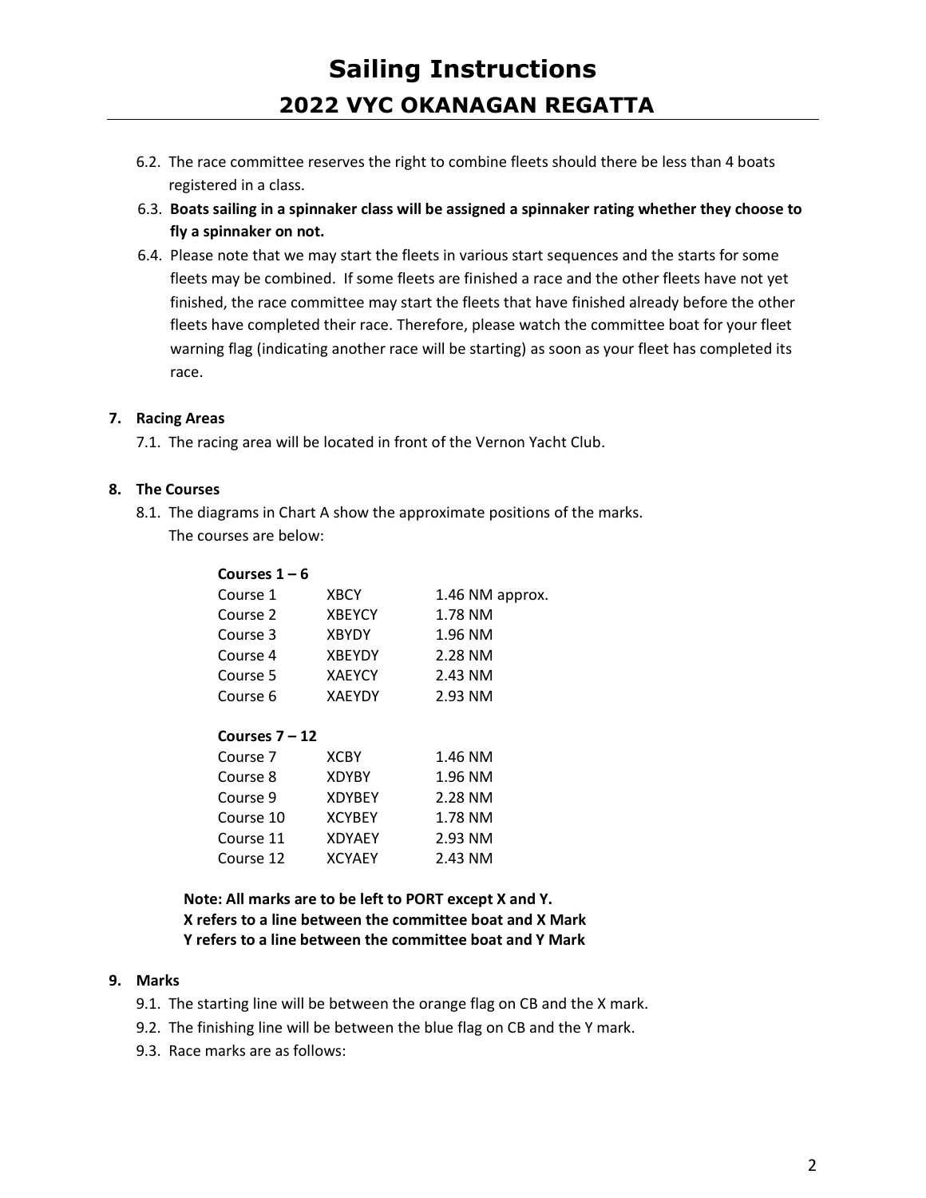6.2. The race committee reserves the right to combine fleets should there be less than 4 boats registered in a class.

6.3. **Boats sailing in a spinnaker class will be assigned a spinnaker rating whether they choose to fly a spinnaker on not.**

6.4. Please note that we may start the fleets in various start sequences and the starts for some fleets may be combined. If some fleets are finished a race and the other fleets have not yet finished, the race committee may start the fleets that have finished already before the other fleets have completed their race. Therefore, please watch the committee boat for your fleet warning flag (indicating another race will be starting) as soon as your fleet has completed its race.

**7. Racing Areas**

7.1. The racing area will be located in front of the Vernon Yacht Club.

**8. The Courses**

8.1. The diagrams in Chart A show the approximate positions of the marks. The courses are below:

**Courses 1 – 6**

| | | |
|---|---|---|
| Course 1 | XBCY | 1.46 NM approx. |
| Course 2 | XBEYCY | 1.78 NM |
| Course 3 | XBYDY | 1.96 NM |
| Course 4 | XBEYDY | 2.28 NM |
| Course 5 | XAEYCY | 2.43 NM |
| Course 6 | XAEYDY | 2.93 NM |

**Courses 7 – 12**

| | | |
|---|---|---|
| Course 7 | XCBY | 1.46 NM |
| Course 8 | XDYBY | 1.96 NM |
| Course 9 | XDYBEY | 2.28 NM |
| Course 10 | XCYBEY | 1.78 NM |
| Course 11 | XDYAEY | 2.93 NM |
| Course 12 | XCYAEY | 2.43 NM |

**Note: All marks are to be left to PORT except X and Y.**
**X refers to a line between the committee boat and X Mark**
**Y refers to a line between the committee boat and Y Mark**

**9. Marks**

9.1. The starting line will be between the orange flag on CB and the X mark.

9.2. The finishing line will be between the blue flag on CB and the Y mark.

9.3. Race marks are as follows: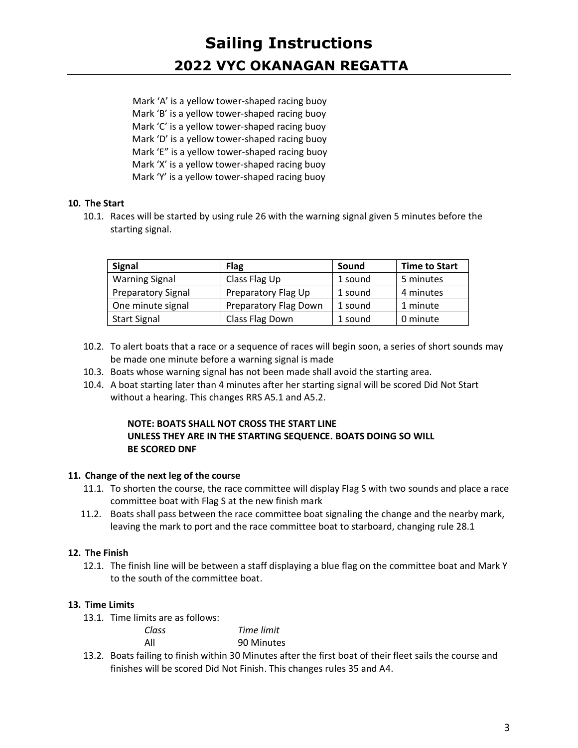Mark 'A' is a yellow tower-shaped racing buoy
Mark 'B' is a yellow tower-shaped racing buoy
Mark 'C' is a yellow tower-shaped racing buoy
Mark 'D' is a yellow tower-shaped racing buoy
Mark 'E" is a yellow tower-shaped racing buoy
Mark 'X' is a yellow tower-shaped racing buoy
Mark 'Y' is a yellow tower-shaped racing buoy

**10. The Start**

10.1. Races will be started by using rule 26 with the warning signal given 5 minutes before the starting signal.

| Signal | Flag | Sound | Time to Start |
|---|---|---|---|
| Warning Signal | Class Flag Up | 1 sound | 5 minutes |
| Preparatory Signal | Preparatory Flag Up | 1 sound | 4 minutes |
| One minute signal | Preparatory Flag Down | 1 sound | 1 minute |
| Start Signal | Class Flag Down | 1 sound | 0 minute |

10.2. To alert boats that a race or a sequence of races will begin soon, a series of short sounds may be made one minute before a warning signal is made

10.3. Boats whose warning signal has not been made shall avoid the starting area.

10.4. A boat starting later than 4 minutes after her starting signal will be scored Did Not Start without a hearing. This changes RRS A5.1 and A5.2.

**NOTE: BOATS SHALL NOT CROSS THE START LINE UNLESS THEY ARE IN THE STARTING SEQUENCE. BOATS DOING SO WILL BE SCORED DNF**

**11. Change of the next leg of the course**

11.1. To shorten the course, the race committee will display Flag S with two sounds and place a race committee boat with Flag S at the new finish mark

11.2. Boats shall pass between the race committee boat signaling the change and the nearby mark, leaving the mark to port and the race committee boat to starboard, changing rule 28.1

**12. The Finish**

12.1. The finish line will be between a staff displaying a blue flag on the committee boat and Mark Y to the south of the committee boat.

**13. Time Limits**

13.1. Time limits are as follows:

| *Class* | *Time limit* |
|---|---|
| All | 90 Minutes |

13.2. Boats failing to finish within 30 Minutes after the first boat of their fleet sails the course and finishes will be scored Did Not Finish. This changes rules 35 and A4.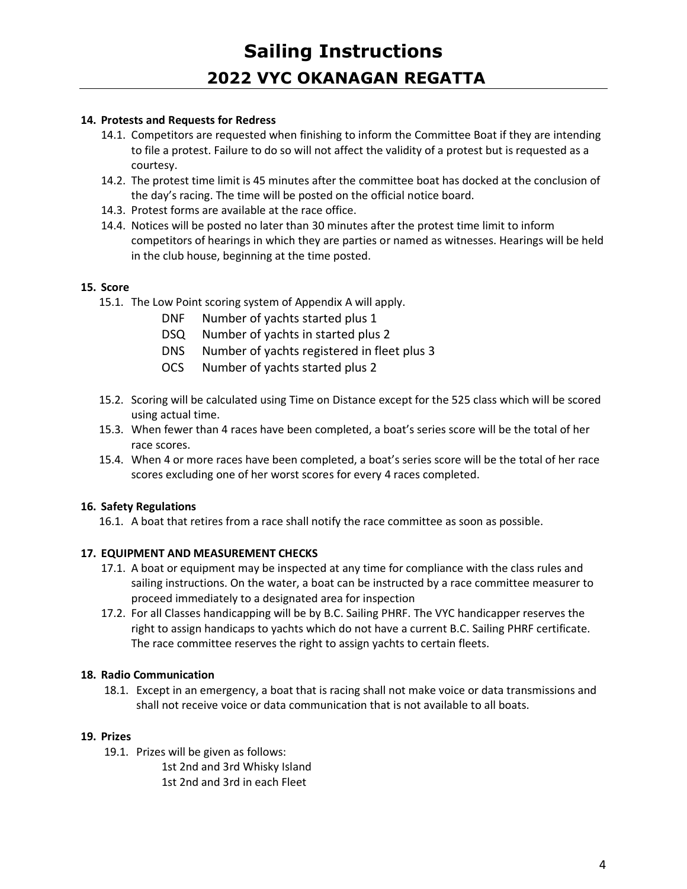# Sailing Instructions

## 2022 VYC OKANAGAN REGATTA

**14. Protests and Requests for Redress**

14.1. Competitors are requested when finishing to inform the Committee Boat if they are intending to file a protest. Failure to do so will not affect the validity of a protest but is requested as a courtesy.

14.2. The protest time limit is 45 minutes after the committee boat has docked at the conclusion of the day's racing. The time will be posted on the official notice board.

14.3. Protest forms are available at the race office.

14.4. Notices will be posted no later than 30 minutes after the protest time limit to inform competitors of hearings in which they are parties or named as witnesses. Hearings will be held in the club house, beginning at the time posted.

**15. Score**

15.1. The Low Point scoring system of Appendix A will apply.

- DNF Number of yachts started plus 1
- DSQ Number of yachts in started plus 2
- DNS Number of yachts registered in fleet plus 3
- OCS Number of yachts started plus 2

15.2. Scoring will be calculated using Time on Distance except for the 525 class which will be scored using actual time.

15.3. When fewer than 4 races have been completed, a boat's series score will be the total of her race scores.

15.4. When 4 or more races have been completed, a boat's series score will be the total of her race scores excluding one of her worst scores for every 4 races completed.

**16. Safety Regulations**

16.1. A boat that retires from a race shall notify the race committee as soon as possible.

**17. EQUIPMENT AND MEASUREMENT CHECKS**

17.1. A boat or equipment may be inspected at any time for compliance with the class rules and sailing instructions. On the water, a boat can be instructed by a race committee measurer to proceed immediately to a designated area for inspection

17.2. For all Classes handicapping will be by B.C. Sailing PHRF. The VYC handicapper reserves the right to assign handicaps to yachts which do not have a current B.C. Sailing PHRF certificate. The race committee reserves the right to assign yachts to certain fleets.

**18. Radio Communication**

18.1. Except in an emergency, a boat that is racing shall not make voice or data transmissions and shall not receive voice or data communication that is not available to all boats.

**19. Prizes**

19.1. Prizes will be given as follows:

1st 2nd and 3rd Whisky Island
1st 2nd and 3rd in each Fleet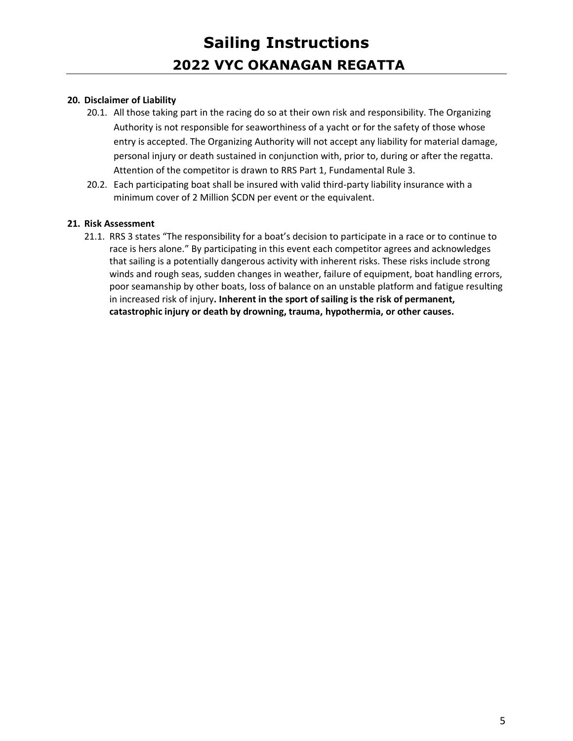**20. Disclaimer of Liability**

20.1. All those taking part in the racing do so at their own risk and responsibility. The Organizing Authority is not responsible for seaworthiness of a yacht or for the safety of those whose entry is accepted. The Organizing Authority will not accept any liability for material damage, personal injury or death sustained in conjunction with, prior to, during or after the regatta. Attention of the competitor is drawn to RRS Part 1, Fundamental Rule 3.

20.2. Each participating boat shall be insured with valid third-party liability insurance with a minimum cover of 2 Million $CDN per event or the equivalent.

**21. Risk Assessment**

21.1. RRS 3 states "The responsibility for a boat's decision to participate in a race or to continue to race is hers alone." By participating in this event each competitor agrees and acknowledges that sailing is a potentially dangerous activity with inherent risks. These risks include strong winds and rough seas, sudden changes in weather, failure of equipment, boat handling errors, poor seamanship by other boats, loss of balance on an unstable platform and fatigue resulting in increased risk of injury**. Inherent in the sport of sailing is the risk of permanent, catastrophic injury or death by drowning, trauma, hypothermia, or other causes.**